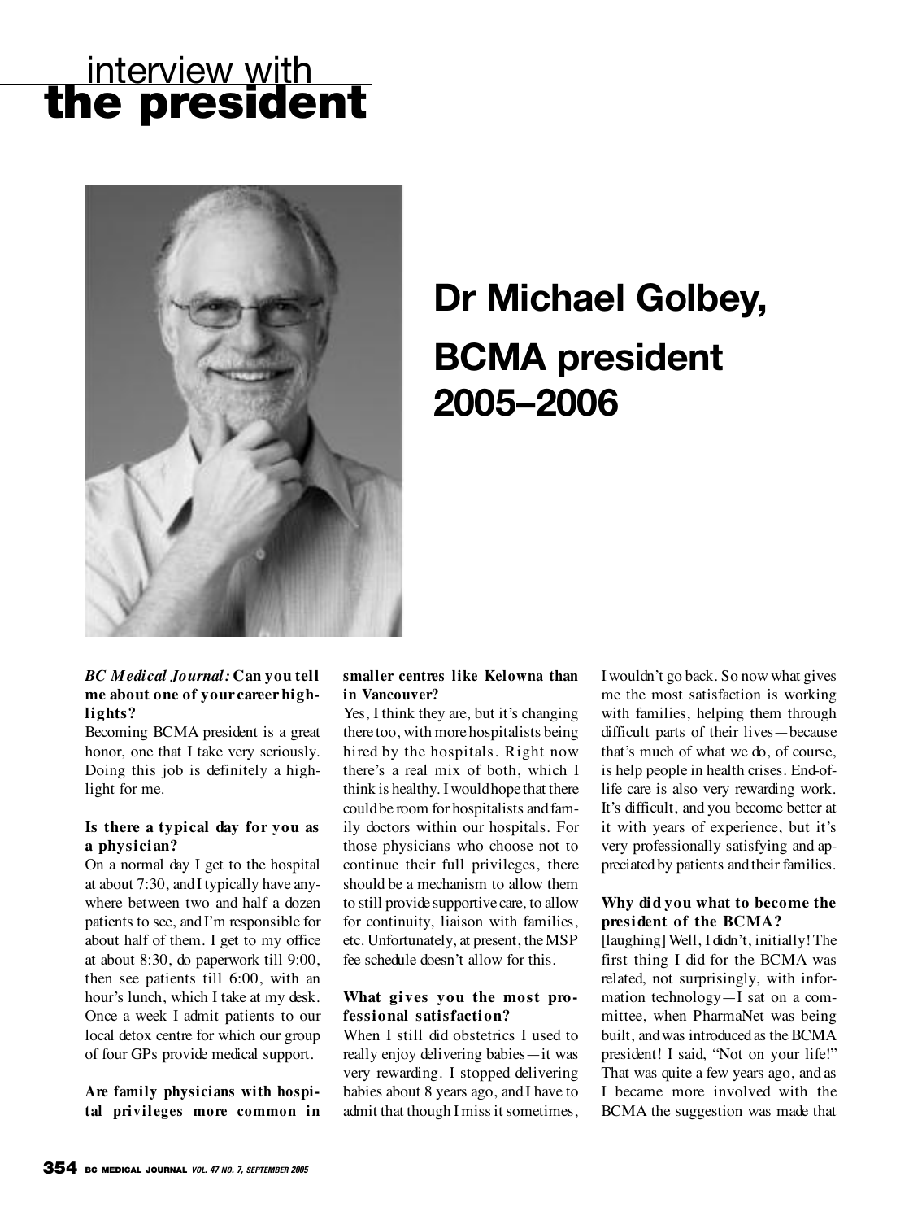# interview with the president

## Dr Michael Golbey, BCMA president 2005–2006

***BC Medical Journal:*** **Can you tell me about one of your career highlights?**

Becoming BCMA president is a great honor, one that I take very seriously. Doing this job is definitely a highlight for me.

**Is there a typical day for you as a physician?**

On a normal day I get to the hospital at about 7:30, and I typically have anywhere between two and half a dozen patients to see, and I'm responsible for about half of them. I get to my office at about 8:30, do paperwork till 9:00, then see patients till 6:00, with an hour's lunch, which I take at my desk. Once a week I admit patients to our local detox centre for which our group of four GPs provide medical support.

**Are family physicians with hospital privileges more common in smaller centres like Kelowna than in Vancouver?**

Yes, I think they are, but it's changing there too, with more hospitalists being hired by the hospitals. Right now there's a real mix of both, which I think is healthy. I would hope that there could be room for hospitalists and family doctors within our hospitals. For those physicians who choose not to continue their full privileges, there should be a mechanism to allow them to still provide supportive care, to allow for continuity, liaison with families, etc. Unfortunately, at present, the MSP fee schedule doesn't allow for this.

**What gives you the most professional satisfaction?**

When I still did obstetrics I used to really enjoy delivering babies—it was very rewarding. I stopped delivering babies about 8 years ago, and I have to admit that though I miss it sometimes, I wouldn't go back. So now what gives me the most satisfaction is working with families, helping them through difficult parts of their lives—because that's much of what we do, of course, is help people in health crises. End-of-life care is also very rewarding work. It's difficult, and you become better at it with years of experience, but it's very professionally satisfying and appreciated by patients and their families.

**Why did you what to become the president of the BCMA?**

[laughing] Well, I didn't, initially! The first thing I did for the BCMA was related, not surprisingly, with information technology—I sat on a committee, when PharmaNet was being built, and was introduced as the BCMA president! I said, "Not on your life!" That was quite a few years ago, and as I became more involved with the BCMA the suggestion was made that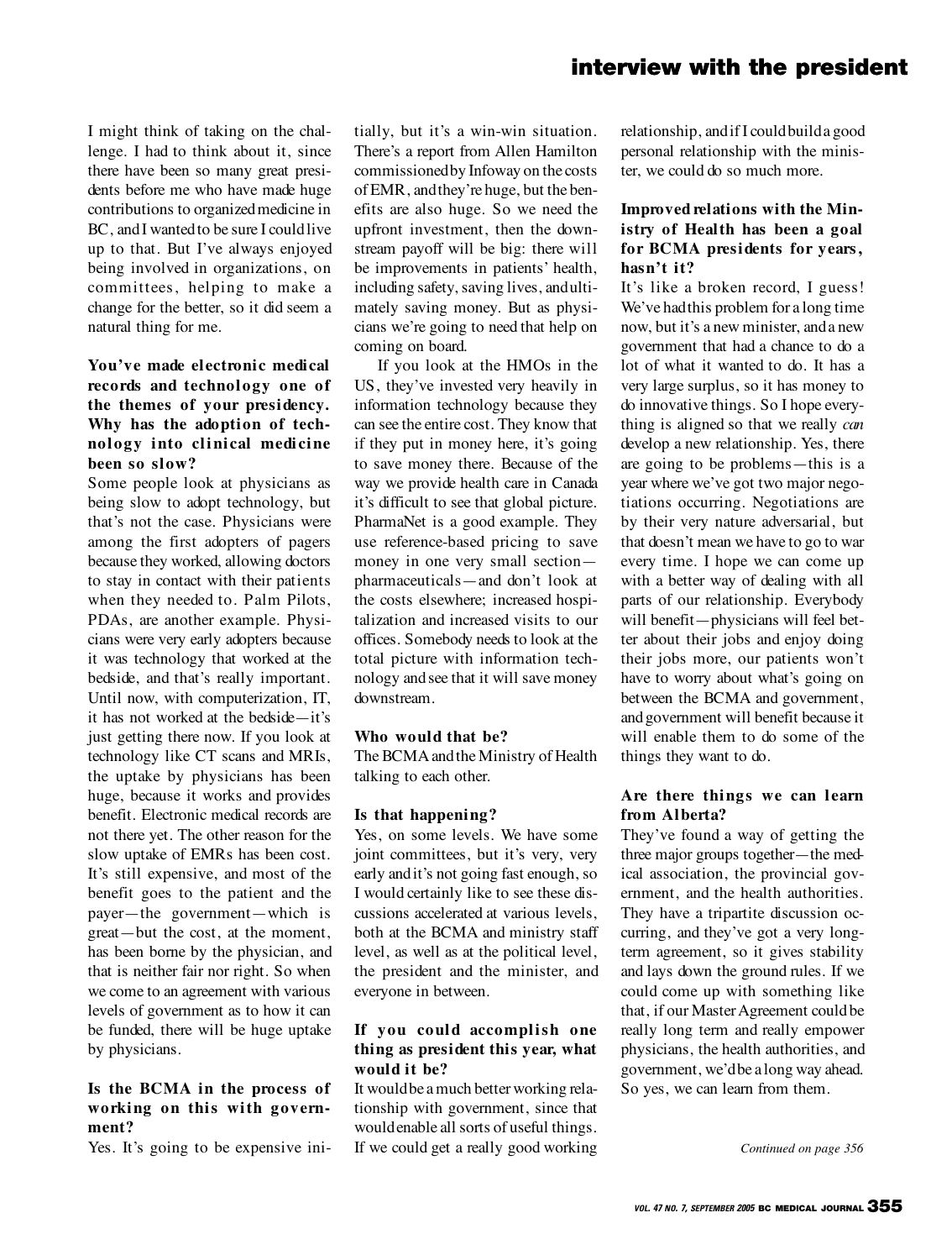I might think of taking on the challenge. I had to think about it, since there have been so many great presidents before me who have made huge contributions to organized medicine in BC, and I wanted to be sure I could live up to that. But I've always enjoyed being involved in organizations, on committees, helping to make a change for the better, so it did seem a natural thing for me.

**You've made electronic medical records and technology one of the themes of your presidency. Why has the adoption of technology into clinical medicine been so slow?**

Some people look at physicians as being slow to adopt technology, but that's not the case. Physicians were among the first adopters of pagers because they worked, allowing doctors to stay in contact with their patients when they needed to. Palm Pilots, PDAs, are another example. Physicians were very early adopters because it was technology that worked at the bedside, and that's really important. Until now, with computerization, IT, it has not worked at the bedside—it's just getting there now. If you look at technology like CT scans and MRIs, the uptake by physicians has been huge, because it works and provides benefit. Electronic medical records are not there yet. The other reason for the slow uptake of EMRs has been cost. It's still expensive, and most of the benefit goes to the patient and the payer—the government—which is great—but the cost, at the moment, has been borne by the physician, and that is neither fair nor right. So when we come to an agreement with various levels of government as to how it can be funded, there will be huge uptake by physicians.

**Is the BCMA in the process of working on this with government?**

Yes. It's going to be expensive initially, but it's a win-win situation. There's a report from Allen Hamilton commissioned by Infoway on the costs of EMR, and they're huge, but the benefits are also huge. So we need the upfront investment, then the downstream payoff will be big: there will be improvements in patients' health, including safety, saving lives, and ultimately saving money. But as physicians we're going to need that help on coming on board.

If you look at the HMOs in the US, they've invested very heavily in information technology because they can see the entire cost. They know that if they put in money here, it's going to save money there. Because of the way we provide health care in Canada it's difficult to see that global picture. PharmaNet is a good example. They use reference-based pricing to save money in one very small section—pharmaceuticals—and don't look at the costs elsewhere; increased hospitalization and increased visits to our offices. Somebody needs to look at the total picture with information technology and see that it will save money downstream.

**Who would that be?**

The BCMA and the Ministry of Health talking to each other.

**Is that happening?**

Yes, on some levels. We have some joint committees, but it's very, very early and it's not going fast enough, so I would certainly like to see these discussions accelerated at various levels, both at the BCMA and ministry staff level, as well as at the political level, the president and the minister, and everyone in between.

**If you could accomplish one thing as president this year, what would it be?**

It would be a much better working relationship with government, since that would enable all sorts of useful things. If we could get a really good working relationship, and if I could build a good personal relationship with the minister, we could do so much more.

**Improved relations with the Ministry of Health has been a goal for BCMA presidents for years, hasn't it?**

It's like a broken record, I guess! We've had this problem for a long time now, but it's a new minister, and a new government that had a chance to do a lot of what it wanted to do. It has a very large surplus, so it has money to do innovative things. So I hope everything is aligned so that we really *can* develop a new relationship. Yes, there are going to be problems—this is a year where we've got two major negotiations occurring. Negotiations are by their very nature adversarial, but that doesn't mean we have to go to war every time. I hope we can come up with a better way of dealing with all parts of our relationship. Everybody will benefit—physicians will feel better about their jobs and enjoy doing their jobs more, our patients won't have to worry about what's going on between the BCMA and government, and government will benefit because it will enable them to do some of the things they want to do.

**Are there things we can learn from Alberta?**

They've found a way of getting the three major groups together—the medical association, the provincial government, and the health authorities. They have a tripartite discussion occurring, and they've got a very long-term agreement, so it gives stability and lays down the ground rules. If we could come up with something like that, if our Master Agreement could be really long term and really empower physicians, the health authorities, and government, we'd be a long way ahead. So yes, we can learn from them.

*Continued on page 356*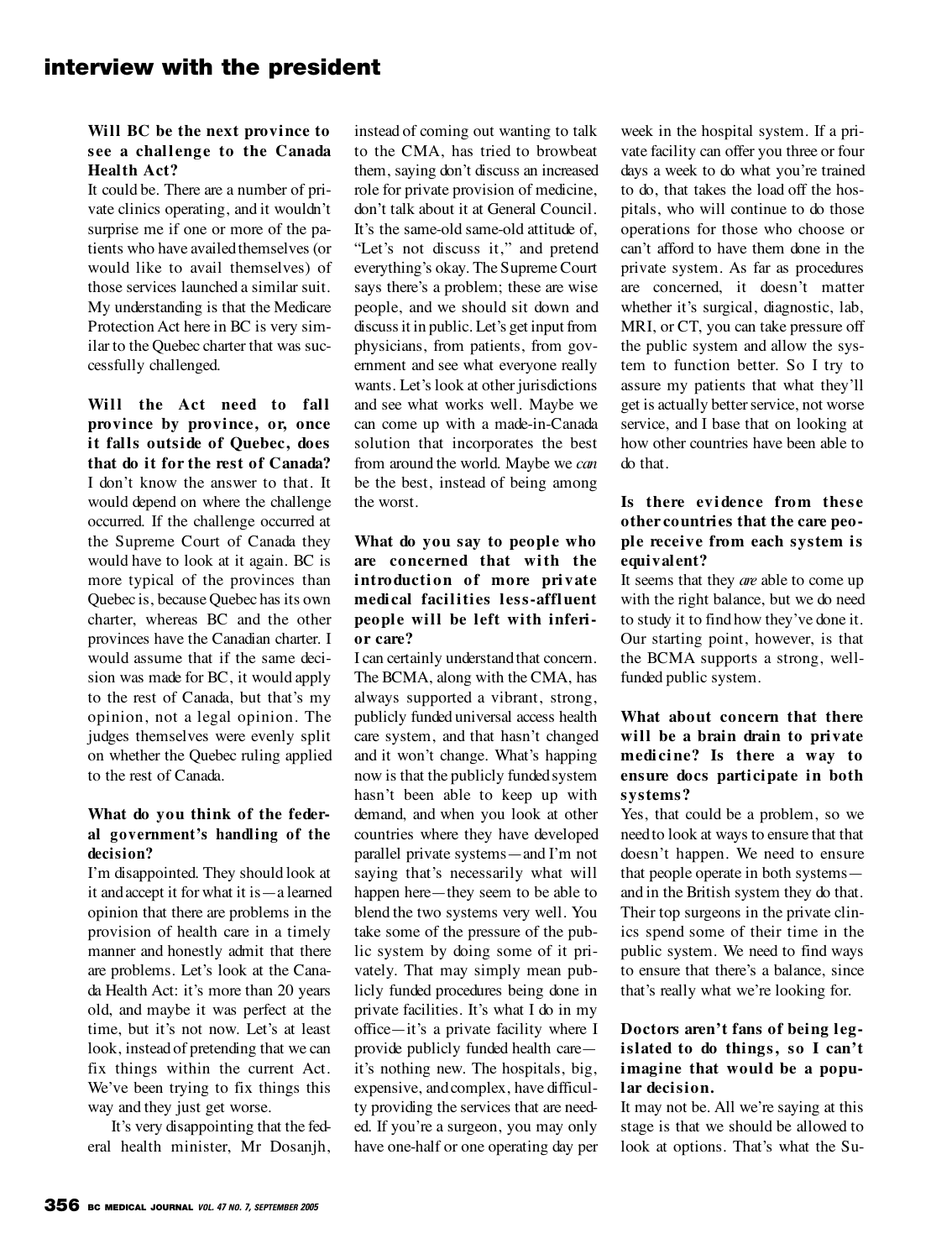**Will BC be the next province to see a challenge to the Canada Health Act?**
It could be. There are a number of private clinics operating, and it wouldn't surprise me if one or more of the patients who have availed themselves (or would like to avail themselves) of those services launched a similar suit. My understanding is that the Medicare Protection Act here in BC is very similar to the Quebec charter that was successfully challenged.

**Will the Act need to fall province by province, or, once it falls outside of Quebec, does that do it for the rest of Canada?**
I don't know the answer to that. It would depend on where the challenge occurred. If the challenge occurred at the Supreme Court of Canada they would have to look at it again. BC is more typical of the provinces than Quebec is, because Quebec has its own charter, whereas BC and the other provinces have the Canadian charter. I would assume that if the same decision was made for BC, it would apply to the rest of Canada, but that's my opinion, not a legal opinion. The judges themselves were evenly split on whether the Quebec ruling applied to the rest of Canada.

**What do you think of the federal government's handling of the decision?**
I'm disappointed. They should look at it and accept it for what it is—a learned opinion that there are problems in the provision of health care in a timely manner and honestly admit that there are problems. Let's look at the Canada Health Act: it's more than 20 years old, and maybe it was perfect at the time, but it's not now. Let's at least look, instead of pretending that we can fix things within the current Act. We've been trying to fix things this way and they just get worse.

It's very disappointing that the federal health minister, Mr Dosanjh, instead of coming out wanting to talk to the CMA, has tried to browbeat them, saying don't discuss an increased role for private provision of medicine, don't talk about it at General Council. It's the same-old same-old attitude of, "Let's not discuss it," and pretend everything's okay. The Supreme Court says there's a problem; these are wise people, and we should sit down and discuss it in public. Let's get input from physicians, from patients, from government and see what everyone really wants. Let's look at other jurisdictions and see what works well. Maybe we can come up with a made-in-Canada solution that incorporates the best from around the world. Maybe we *can* be the best, instead of being among the worst.

**What do you say to people who are concerned that with the introduction of more private medical facilities less-affluent people will be left with inferior care?**
I can certainly understand that concern. The BCMA, along with the CMA, has always supported a vibrant, strong, publicly funded universal access health care system, and that hasn't changed and it won't change. What's happening now is that the publicly funded system hasn't been able to keep up with demand, and when you look at other countries where they have developed parallel private systems—and I'm not saying that's necessarily what will happen here—they seem to be able to blend the two systems very well. You take some of the pressure of the public system by doing some of it privately. That may simply mean publicly funded procedures being done in private facilities. It's what I do in my office—it's a private facility where I provide publicly funded health care—it's nothing new. The hospitals, big, expensive, and complex, have difficulty providing the services that are needed. If you're a surgeon, you may only have one-half or one operating day per week in the hospital system. If a private facility can offer you three or four days a week to do what you're trained to do, that takes the load off the hospitals, who will continue to do those operations for those who choose or can't afford to have them done in the private system. As far as procedures are concerned, it doesn't matter whether it's surgical, diagnostic, lab, MRI, or CT, you can take pressure off the public system and allow the system to function better. So I try to assure my patients that what they'll get is actually better service, not worse service, and I base that on looking at how other countries have been able to do that.

**Is there evidence from these other countries that the care people receive from each system is equivalent?**
It seems that they *are* able to come up with the right balance, but we do need to study it to find how they've done it. Our starting point, however, is that the BCMA supports a strong, well-funded public system.

**What about concern that there will be a brain drain to private medicine? Is there a way to ensure docs participate in both systems?**
Yes, that could be a problem, so we need to look at ways to ensure that that doesn't happen. We need to ensure that people operate in both systems—and in the British system they do that. Their top surgeons in the private clinics spend some of their time in the public system. We need to find ways to ensure that there's a balance, since that's really what we're looking for.

**Doctors aren't fans of being legislated to do things, so I can't imagine that would be a popular decision.**
It may not be. All we're saying at this stage is that we should be allowed to look at options. That's what the Su-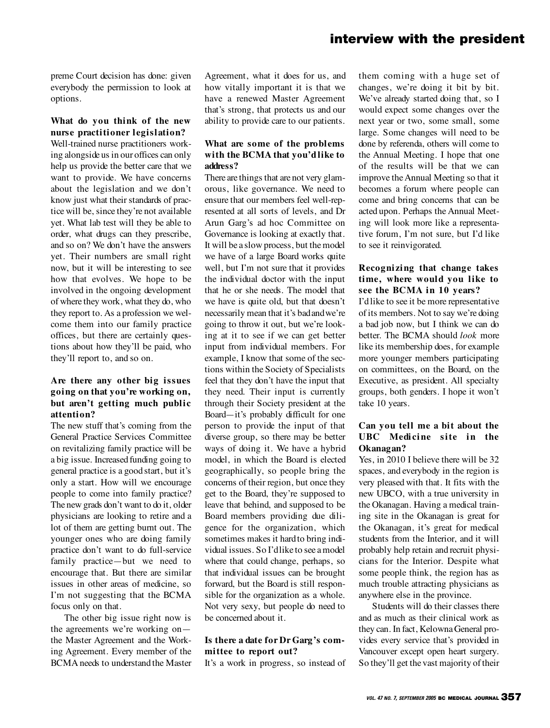preme Court decision has done: given everybody the permission to look at options.

**What do you think of the new nurse practitioner legislation?**

Well-trained nurse practitioners working alongside us in our offices can only help us provide the better care that we want to provide. We have concerns about the legislation and we don't know just what their standards of practice will be, since they're not available yet. What lab test will they be able to order, what drugs can they prescribe, and so on? We don't have the answers yet. Their numbers are small right now, but it will be interesting to see how that evolves. We hope to be involved in the ongoing development of where they work, what they do, who they report to. As a profession we welcome them into our family practice offices, but there are certainly questions about how they'll be paid, who they'll report to, and so on.

**Are there any other big issues going on that you're working on, but aren't getting much public attention?**

The new stuff that's coming from the General Practice Services Committee on revitalizing family practice will be a big issue. Increased funding going to general practice is a good start, but it's only a start. How will we encourage people to come into family practice? The new grads don't want to do it, older physicians are looking to retire and a lot of them are getting burnt out. The younger ones who are doing family practice don't want to do full-service family practice—but we need to encourage that. But there are similar issues in other areas of medicine, so I'm not suggesting that the BCMA focus only on that.

The other big issue right now is the agreements we're working on—the Master Agreement and the Working Agreement. Every member of the BCMA needs to understand the Master Agreement, what it does for us, and how vitally important it is that we have a renewed Master Agreement that's strong, that protects us and our ability to provide care to our patients.

**What are some of the problems with the BCMA that you'd like to address?**

There are things that are not very glamorous, like governance. We need to ensure that our members feel well-represented at all sorts of levels, and Dr Arun Garg's ad hoc Committee on Governance is looking at exactly that. It will be a slow process, but the model we have of a large Board works quite well, but I'm not sure that it provides the individual doctor with the input that he or she needs. The model that we have is quite old, but that doesn't necessarily mean that it's bad and we're going to throw it out, but we're looking at it to see if we can get better input from individual members. For example, I know that some of the sections within the Society of Specialists feel that they don't have the input that they need. Their input is currently through their Society president at the Board—it's probably difficult for one person to provide the input of that diverse group, so there may be better ways of doing it. We have a hybrid model, in which the Board is elected geographically, so people bring the concerns of their region, but once they get to the Board, they're supposed to leave that behind, and supposed to be Board members providing due diligence for the organization, which sometimes makes it hard to bring individual issues. So I'd like to see a model where that could change, perhaps, so that individual issues can be brought forward, but the Board is still responsible for the organization as a whole. Not very sexy, but people do need to be concerned about it.

**Is there a date for Dr Garg's committee to report out?**

It's a work in progress, so instead of them coming with a huge set of changes, we're doing it bit by bit. We've already started doing that, so I would expect some changes over the next year or two, some small, some large. Some changes will need to be done by referenda, others will come to the Annual Meeting. I hope that one of the results will be that we can improve the Annual Meeting so that it becomes a forum where people can come and bring concerns that can be acted upon. Perhaps the Annual Meeting will look more like a representative forum, I'm not sure, but I'd like to see it reinvigorated.

**Recognizing that change takes time, where would you like to see the BCMA in 10 years?**

I'd like to see it be more representative of its members. Not to say we're doing a bad job now, but I think we can do better. The BCMA should *look* more like its membership does, for example more younger members participating on committees, on the Board, on the Executive, as president. All specialty groups, both genders. I hope it won't take 10 years.

**Can you tell me a bit about the UBC Medicine site in the Okanagan?**

Yes, in 2010 I believe there will be 32 spaces, and everybody in the region is very pleased with that. It fits with the new UBCO, with a true university in the Okanagan. Having a medical training site in the Okanagan is great for the Okanagan, it's great for medical students from the Interior, and it will probably help retain and recruit physicians for the Interior. Despite what some people think, the region has as much trouble attracting physicians as anywhere else in the province.

Students will do their classes there and as much as their clinical work as they can. In fact, Kelowna General provides every service that's provided in Vancouver except open heart surgery. So they'll get the vast majority of their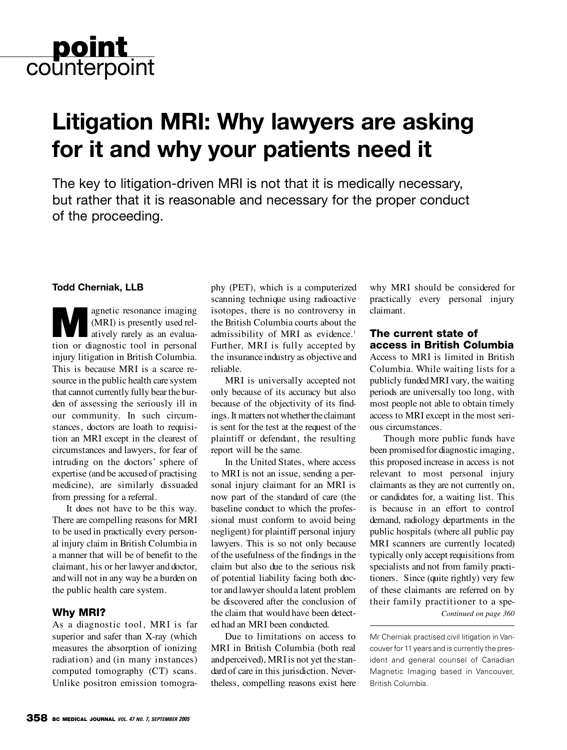point
counterpoint

# Litigation MRI: Why lawyers are asking for it and why your patients need it

The key to litigation-driven MRI is not that it is medically necessary, but rather that it is reasonable and necessary for the proper conduct of the proceeding.

**Todd Cherniak, LLB**

Magnetic resonance imaging (MRI) is presently used relatively rarely as an evaluation or diagnostic tool in personal injury litigation in British Columbia. This is because MRI is a scarce resource in the public health care system that cannot currently fully bear the burden of assessing the seriously ill in our community. In such circumstances, doctors are loath to requisition an MRI except in the clearest of circumstances and lawyers, for fear of intruding on the doctors' sphere of expertise (and be accused of practising medicine), are similarly dissuaded from pressing for a referral.

It does not have to be this way. There are compelling reasons for MRI to be used in practically every personal injury claim in British Columbia in a manner that will be of benefit to the claimant, his or her lawyer and doctor, and will not in any way be a burden on the public health care system.

## Why MRI?

As a diagnostic tool, MRI is far superior and safer than X-ray (which measures the absorption of ionizing radiation) and (in many instances) computed tomography (CT) scans. Unlike positron emission tomography (PET), which is a computerized scanning technique using radioactive isotopes, there is no controversy in the British Columbia courts about the admissibility of MRI as evidence.[1] Further, MRI is fully accepted by the insurance industry as objective and reliable.

MRI is universally accepted not only because of its accuracy but also because of the objectivity of its findings. It matters not whether the claimant is sent for the test at the request of the plaintiff or defendant, the resulting report will be the same.

In the United States, where access to MRI is not an issue, sending a personal injury claimant for an MRI is now part of the standard of care (the baseline conduct to which the professional must conform to avoid being negligent) for plaintiff personal injury lawyers. This is so not only because of the usefulness of the findings in the claim but also due to the serious risk of potential liability facing both doctor and lawyer should a latent problem be discovered after the conclusion of the claim that would have been detected had an MRI been conducted.

Due to limitations on access to MRI in British Columbia (both real and perceived), MRI is not yet the standard of care in this jurisdiction. Nevertheless, compelling reasons exist here why MRI should be considered for practically every personal injury claimant.

## The current state of access in British Columbia

Access to MRI is limited in British Columbia. While waiting lists for a publicly funded MRI vary, the waiting periods are universally too long, with most people not able to obtain timely access to MRI except in the most serious circumstances.

Though more public funds have been promised for diagnostic imaging, this proposed increase in access is not relevant to most personal injury claimants as they are not currently on, or candidates for, a waiting list. This is because in an effort to control demand, radiology departments in the public hospitals (where all public pay MRI scanners are currently located) typically only accept requisitions from specialists and not from family practitioners. Since (quite rightly) very few of these claimants are referred on by their family practitioner to a spe-

*Continued on page 360*

Mr Cherniak practised civil litigation in Vancouver for 11 years and is currently the president and general counsel of Canadian Magnetic Imaging based in Vancouver, British Columbia.